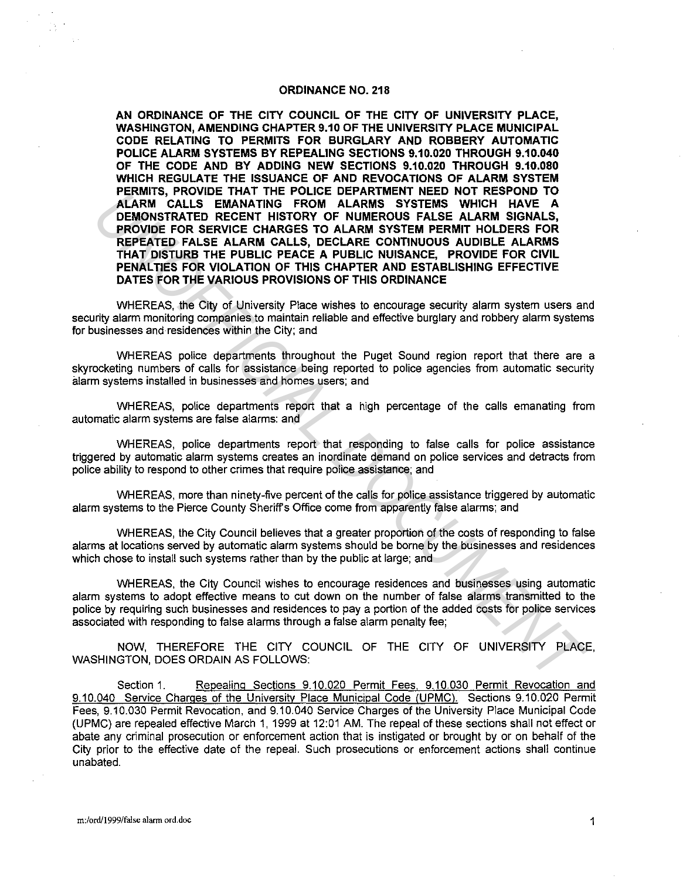# ORDINANCE NO. 218

**AN ORDINANCE OF THE CITY COUNCIL OF THE CITY OF UNIVERSITY PLACE, WASHINGTON, AMENDING CHAPTER 9.10 OF THE UNIVERSITY PLACE MUNICIPAL CODE RELATING TO PERMITS FOR BURGLARY AND ROBBERY AUTOMATIC POLICE ALARM SYSTEMS BY REPEALING SECTIONS 9.10.020 THROUGH 9.10.040 OF THE CODE AND BY ADDING NEW SECTIONS 9.10.020 THROUGH 9.10.080 WHICH REGULATE THE ISSUANCE OF AND REVOCATIONS OF ALARM SYSTEM PERMITS, PROVIDE THAT THE POLICE DEPARTMENT NEED NOT RESPOND TO ALARM CALLS EMANATING FROM ALARMS SYSTEMS WHICH HAVE A DEMONSTRATED RECENT HISTORY OF NUMEROUS FALSE ALARM SIGNALS, PROVIDE FOR SERVICE CHARGES TO ALARM SYSTEM PERMIT HOLDERS FOR REPEATED FALSE ALARM CALLS, DECLARE CONTINUOUS AUDIBLE ALARMS THAT DISTURB THE PUBLIC PEACE A PUBLIC NUISANCE, PROVIDE FOR CIVIL PENALTIES FOR VIOLATION OF THIS CHAPTER AND ESTABLISHING EFFECTIVE DATES FOR THE VARIOUS PROVISIONS OF THIS ORDINANCE**

WHEREAS, the City of University Place wishes to encourage security alarm system users and security alarm monitoring companies to maintain reliable and effective burglary and robbery alarm systems for businesses and residences within the City; and

WHEREAS police departments throughout the Puget Sound region report that there are a skyrocketing numbers of calls for assistance being reported to police agencies from automatic security alarm systems installed in businesses and homes users; and

WHEREAS, police departments report that a high percentage of the calls emanating from automatic alarm systems are false alarms: and

WHEREAS, police departments report that responding to false calls for police assistance triggered by automatic alarm systems creates an inordinate demand on police services and detracts from police ability to respond to other crimes that require police assistance; and

WHEREAS, more than ninety-five percent of the calls for police assistance triggered by automatic alarm systems to the Pierce County Sheriff's Office come from apparently false alarms; and

WHEREAS, the City Council believes that a greater proportion of the costs of responding to false alarms at locations served by automatic alarm systems should be borne by the businesses and residences which chose to install such systems rather than by the public at large; and

WHEREAS, the City Council wishes to encourage residences and businesses using automatic alarm systems to adopt effective means to cut down on the number of false alarms transmitted to the police by requiring such businesses and residences to pay a portion of the added costs for police services associated with responding to false alarms through a false alarm penalty fee;

NOW, THEREFORE THE CITY COUNCIL OF THE CITY OF UNIVERSITY PLACE, WASHINGTON, DOES ORDAIN AS FOLLOWS:

Section 1. Repealing Sections 9.10.020 Permit Fees, 9.10.030 Permit Revocation and 9.10.040 Service Charges of the University Place Municipal Code (UPMC). Sections 9.10.020 Permit Fees, 9.10.030 Permit Revocation, and 9.10.040 Service Charges of the University Place Municipal Code (UPMC) are repealed effective March 1, 1999 at 12:01 AM. The repeal of these sections shall not effect or abate any criminal prosecution or enforcement action that is instigated or brought by or on behalf of the City prior to the effective date of the repeal. Such prosecutions or enforcement actions shall continue unabated.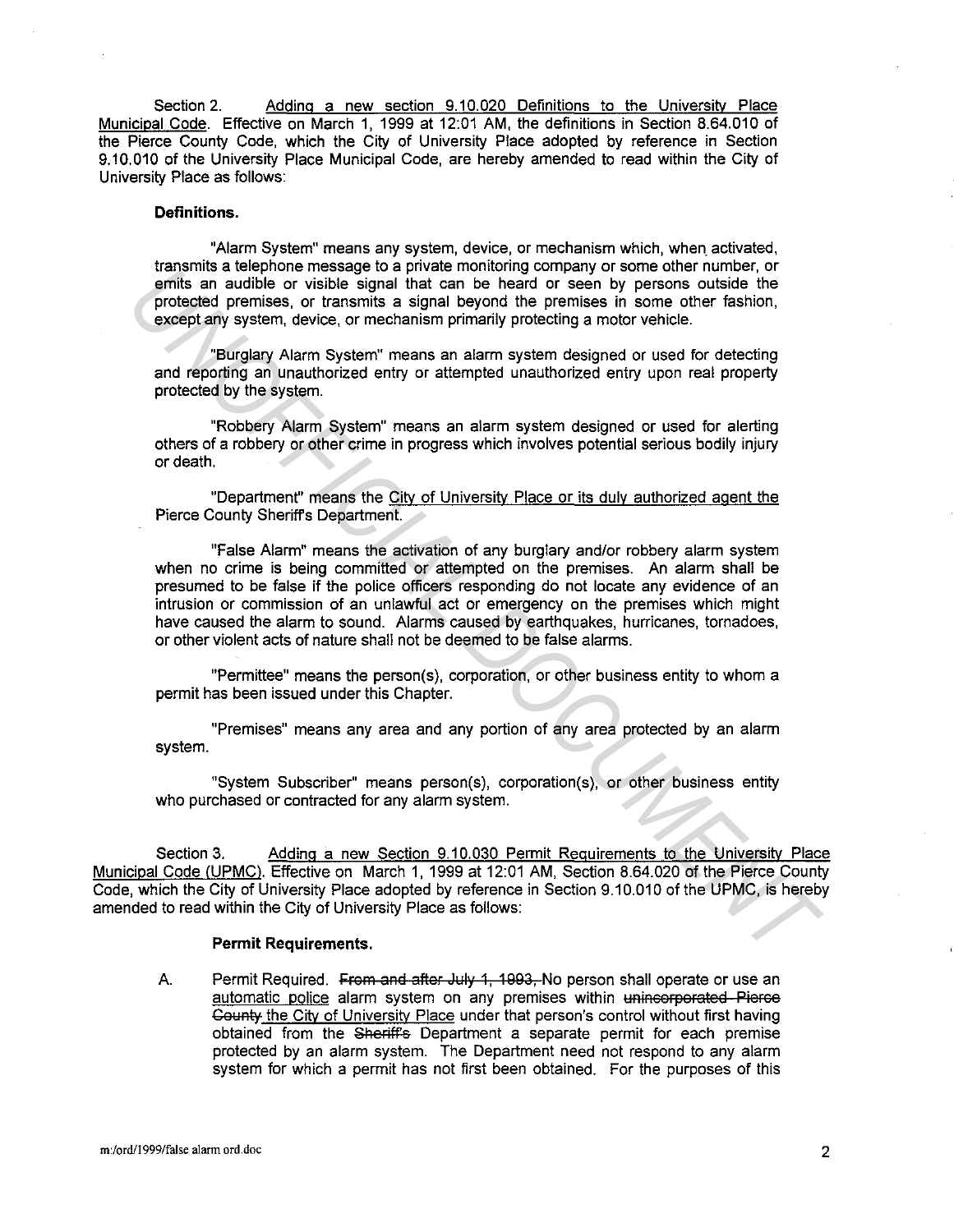Section 2. Adding a new section 9.10.020 Definitions to the University Place Municipal Code. Effective on March 1, 1999 at 12:01 AM, the definitions in Section 8.64.010 of the Pierce County Code, which the City of University Place adopted by reference in Section 9.10.010 of the University Place Municipal Code, are hereby amended to read within the City of University Place as follows:

**Definitions.**

"Alarm System" means any system, device, or mechanism which, when activated, transmits a telephone message to a private monitoring company or some other number, or emits an audible or visible signal that can be heard or seen by persons outside the protected premises, or transmits a signal beyond the premises in some other fashion, except any system, device, or mechanism primarily protecting a motor vehicle.

"Burglary Alarm System" means an alarm system designed or used for detecting and reporting an unauthorized entry or attempted unauthorized entry upon real property protected by the system.

"Robbery Alarm System" means an alarm system designed or used for alerting others of a robbery or other crime in progress which involves potential serious bodily injury or death.

"Department" means the City of University Place or its duly authorized agent the Pierce County Sheriff's Department.

"False Alarm" means the activation of any burglary and/or robbery alarm system when no crime is being committed or attempted on the premises. An alarm shall be presumed to be false if the police officers responding do not locate any evidence of an intrusion or commission of an unlawful act or emergency on the premises which might have caused the alarm to sound. Alarms caused by earthquakes, hurricanes, tornadoes, or other violent acts of nature shall not be deemed to be false alarms.

"Permittee" means the person(s), corporation, or other business entity to whom a permit has been issued under this Chapter.

"Premises" means any area and any portion of any area protected by an alarm system.

"System Subscriber" means person(s), corporation(s), or other business entity who purchased or contracted for any alarm system.

Section 3. Adding a new Section 9.10.030 Permit Requirements to the University Place Municipal Code (UPMC). Effective on March 1, 1999 at 12:01 AM, Section 8.64.020 of the Pierce County Code, which the City of University Place adopted by reference in Section 9.10.010 of the UPMC, is hereby amended to read within the City of University Place as follows:

**Permit Requirements.**

A. Permit Required. ~~From and after July 1, 1993,~~ No person shall operate or use an automatic police alarm system on any premises within ~~unincorporated Pierce County~~ the City of University Place under that person's control without first having obtained from the ~~Sheriff's~~ Department a separate permit for each premise protected by an alarm system. The Department need not respond to any alarm system for which a permit has not first been obtained. For the purposes of this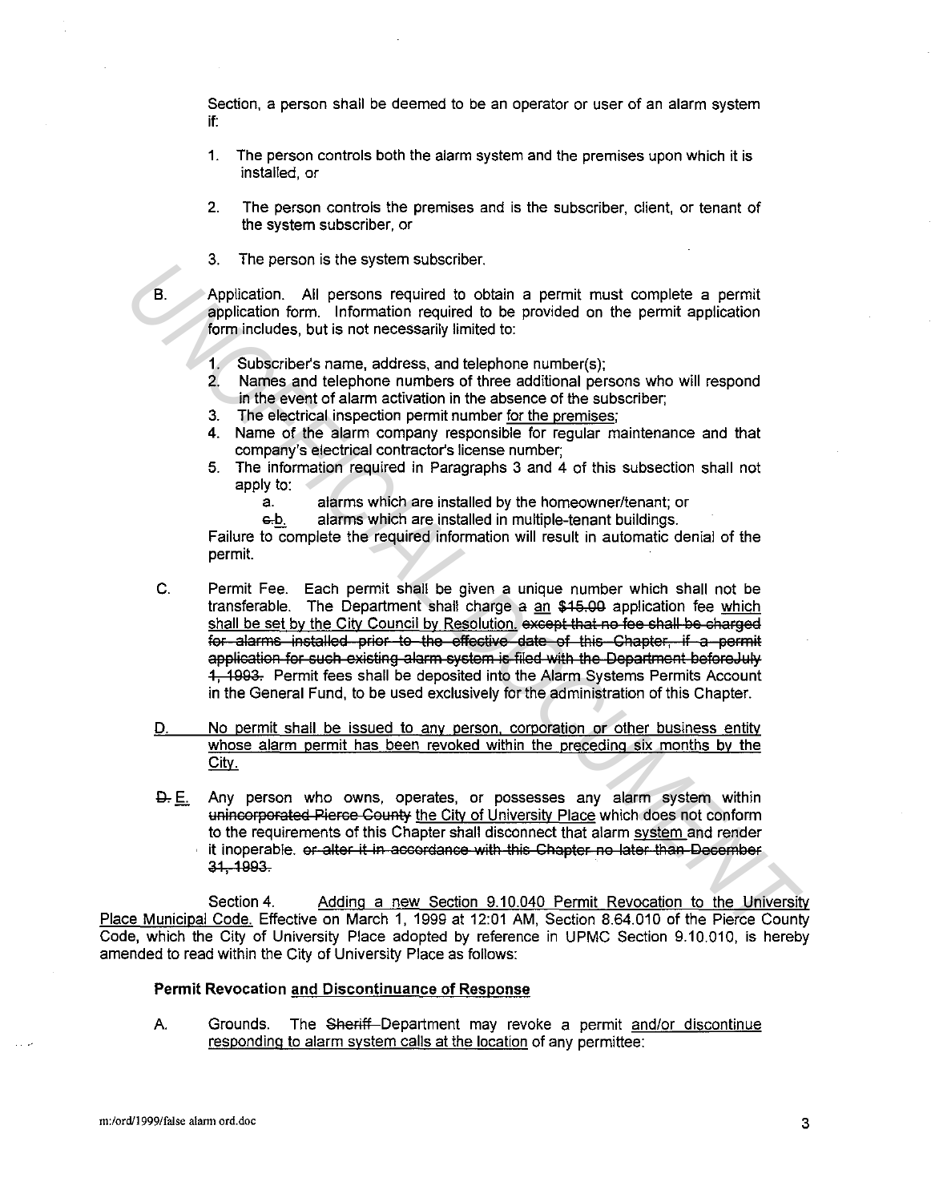Section, a person shall be deemed to be an operator or user of an alarm system if:

1. The person controls both the alarm system and the premises upon which it is installed, or

2. The person controls the premises and is the subscriber, client, or tenant of the system subscriber, or

3. The person is the system subscriber.

B. Application. All persons required to obtain a permit must complete a permit application form. Information required to be provided on the permit application form includes, but is not necessarily limited to:

1. Subscriber's name, address, and telephone number(s);
2. Names and telephone numbers of three additional persons who will respond in the event of alarm activation in the absence of the subscriber;
3. The electrical inspection permit number for the premises;
4. Name of the alarm company responsible for regular maintenance and that company's electrical contractor's license number;
5. The information required in Paragraphs 3 and 4 of this subsection shall not apply to:
   a. alarms which are installed by the homeowner/tenant; or
   ~~c.~~b. alarms which are installed in multiple-tenant buildings.

Failure to complete the required information will result in automatic denial of the permit.

C. Permit Fee. Each permit shall be given a unique number which shall not be transferable. The Department shall charge ~~a~~ an ~~$15.00~~ application fee which shall be set by the City Council by Resolution. ~~except that no fee shall be charged for alarms installed prior to the effective date of this Chapter, if a permit application for such existing alarm system is filed with the Department beforeJuly 1, 1993.~~ Permit fees shall be deposited into the Alarm Systems Permits Account in the General Fund, to be used exclusively for the administration of this Chapter.

D. No permit shall be issued to any person, corporation or other business entity whose alarm permit has been revoked within the preceding six months by the City.

~~D.~~ E. Any person who owns, operates, or possesses any alarm system within ~~unincorporated Pierce County~~ the City of University Place which does not conform to the requirements of this Chapter shall disconnect that alarm system and render it inoperable. ~~or alter it in accordance with this Chapter no later than December 31, 1993.~~

Section 4. Adding a new Section 9.10.040 Permit Revocation to the University Place Municipal Code. Effective on March 1, 1999 at 12:01 AM, Section 8.64.010 of the Pierce County Code, which the City of University Place adopted by reference in UPMC Section 9.10.010, is hereby amended to read within the City of University Place as follows:

**Permit Revocation and Discontinuance of Response**

A. Grounds. The ~~Sheriff~~ Department may revoke a permit and/or discontinue responding to alarm system calls at the location of any permittee: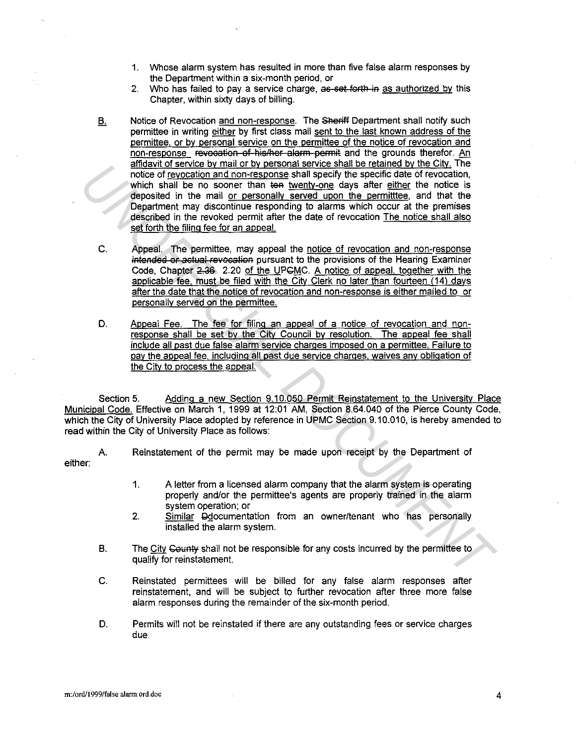1. Whose alarm system has resulted in more than five false alarm responses by the Department within a six-month period, or
2. Who has failed to pay a service charge, ~~as set forth in~~ as authorized by this Chapter, within sixty days of billing.

B. Notice of Revocation and non-response. The ~~Sheriff~~ Department shall notify such permittee in writing either by first class mail sent to the last known address of the permittee, or by personal service on the permittee of the notice of revocation and non-response ~~revocation of his/her alarm permit~~ and the grounds therefor. An affidavit of service by mail or by personal service shall be retained by the City. The notice of revocation and non-response shall specify the specific date of revocation, which shall be no sooner than ~~ten~~ twenty-one days after either the notice is deposited in the mail or personally served upon the permittee, and that the Department may discontinue responding to alarms which occur at the premises described in the revoked permit after the date of revocation The notice shall also set forth the filing fee for an appeal.

C. Appeal. The permittee, may appeal the notice of revocation and non-response ~~intended or actual revocation~~ pursuant to the provisions of the Hearing Examiner Code, Chapter ~~2.36~~ 2.20 of the UP~~C~~MC. A notice of appeal, together with the applicable fee, must be filed with the City Clerk no later than fourteen (14) days after the date that the notice of revocation and non-response is either mailed to or personally served on the permittee.

D. Appeal Fee. The fee for filing an appeal of a notice of revocation and non-response shall be set by the City Council by resolution. The appeal fee shall include all past due false alarm service charges imposed on a permittee. Failure to pay the appeal fee, including all past due service charges, waives any obligation of the City to process the appeal.

Section 5. Adding a new Section 9.10.050 Permit Reinstatement to the University Place Municipal Code. Effective on March 1, 1999 at 12:01 AM, Section 8.64.040 of the Pierce County Code, which the City of University Place adopted by reference in UPMC Section 9.10.010, is hereby amended to read within the City of University Place as follows:

A. Reinstatement of the permit may be made upon receipt by the Department of either:

1. A letter from a licensed alarm company that the alarm system is operating properly and/or the permittee's agents are properly trained in the alarm system operation; or
2. Similar ~~D~~documentation from an owner/tenant who has personally installed the alarm system.

B. The City ~~County~~ shall not be responsible for any costs incurred by the permittee to qualify for reinstatement.

C. Reinstated permittees will be billed for any false alarm responses after reinstatement, and will be subject to further revocation after three more false alarm responses during the remainder of the six-month period.

D. Permits will not be reinstated if there are any outstanding fees or service charges due.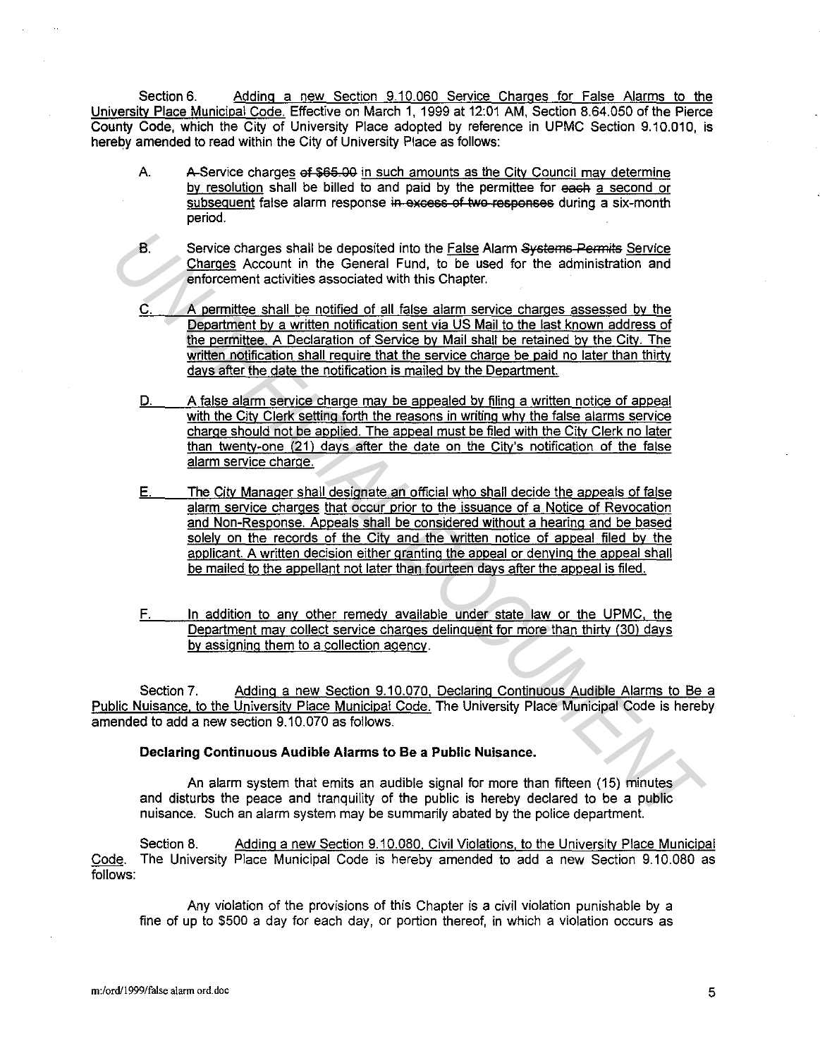Section 6. Adding a new Section 9.10.060 Service Charges for False Alarms to the University Place Municipal Code. Effective on March 1, 1999 at 12:01 AM, Section 8.64.050 of the Pierce County Code, which the City of University Place adopted by reference in UPMC Section 9.10.010, is hereby amended to read within the City of University Place as follows:

A. ~~A~~ Service charges ~~of $65.00~~ in such amounts as the City Council may determine by resolution shall be billed to and paid by the permittee for ~~each~~ a second or subsequent false alarm response ~~in excess of two responses~~ during a six-month period.

B. Service charges shall be deposited into the False Alarm ~~Systems Permits~~ Service Charges Account in the General Fund, to be used for the administration and enforcement activities associated with this Chapter.

C. A permittee shall be notified of all false alarm service charges assessed by the Department by a written notification sent via US Mail to the last known address of the permittee. A Declaration of Service by Mail shall be retained by the City. The written notification shall require that the service charge be paid no later than thirty days after the date the notification is mailed by the Department.

D. A false alarm service charge may be appealed by filing a written notice of appeal with the City Clerk setting forth the reasons in writing why the false alarms service charge should not be applied. The appeal must be filed with the City Clerk no later than twenty-one (21) days after the date on the City's notification of the false alarm service charge.

E. The City Manager shall designate an official who shall decide the appeals of false alarm service charges that occur prior to the issuance of a Notice of Revocation and Non-Response. Appeals shall be considered without a hearing and be based solely on the records of the City and the written notice of appeal filed by the applicant. A written decision either granting the appeal or denying the appeal shall be mailed to the appellant not later than fourteen days after the appeal is filed.

F. In addition to any other remedy available under state law or the UPMC, the Department may collect service charges delinquent for more than thirty (30) days by assigning them to a collection agency.

Section 7. Adding a new Section 9.10.070, Declaring Continuous Audible Alarms to Be a Public Nuisance, to the University Place Municipal Code. The University Place Municipal Code is hereby amended to add a new section 9.10.070 as follows.

**Declaring Continuous Audible Alarms to Be a Public Nuisance.**

An alarm system that emits an audible signal for more than fifteen (15) minutes and disturbs the peace and tranquility of the public is hereby declared to be a public nuisance. Such an alarm system may be summarily abated by the police department.

Section 8. Adding a new Section 9.10.080, Civil Violations, to the University Place Municipal Code. The University Place Municipal Code is hereby amended to add a new Section 9.10.080 as follows:

Any violation of the provisions of this Chapter is a civil violation punishable by a fine of up to $500 a day for each day, or portion thereof, in which a violation occurs as

m:/ord/1999/false alarm ord.doc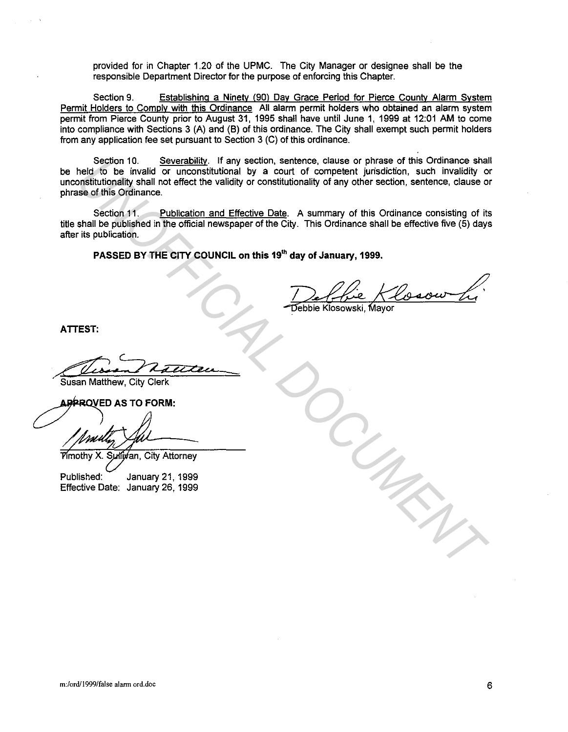provided for in Chapter 1.20 of the UPMC. The City Manager or designee shall be the responsible Department Director for the purpose of enforcing this Chapter.

Section 9. Establishing a Ninety (90) Day Grace Period for Pierce County Alarm System Permit Holders to Comply with this Ordinance All alarm permit holders who obtained an alarm system permit from Pierce County prior to August 31, 1995 shall have until June 1, 1999 at 12:01 AM to come into compliance with Sections 3 (A) and (B) of this ordinance. The City shall exempt such permit holders from any application fee set pursuant to Section 3 (C) of this ordinance.

Section 10. Severability. If any section, sentence, clause or phrase of this Ordinance shall be held to be invalid or unconstitutional by a court of competent jurisdiction, such invalidity or unconstitutionality shall not effect the validity or constitutionality of any other section, sentence, clause or phrase of this Ordinance.

Section 11. Publication and Effective Date. A summary of this Ordinance consisting of its title shall be published in the official newspaper of the City. This Ordinance shall be effective five (5) days after its publication.

**PASSED BY THE CITY COUNCIL on this 19th day of January, 1999.**

Debbie Klosowski, Mayor

**ATTEST:**

Susan Matthew, City Clerk

**APPROVED AS TO FORM:**

Timothy X. Sullivan, City Attorney

Published: January 21, 1999
Effective Date: January 26, 1999

m:/ord/1999/false alarm ord.doc

UNOFFICIAL DOCUMENT